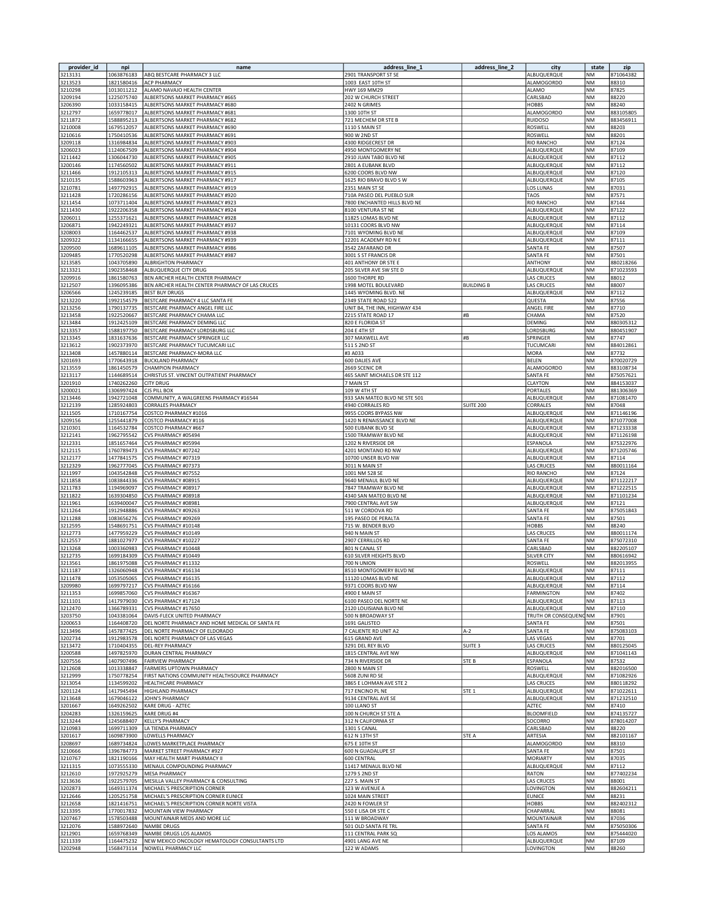| provider_id | npi | name | address_line_1 | address_line_2 | city | state | zip |
|---|---|---|---|---|---|---|---|
| 3213131 | 1063876183 | ABQ BESTCARE PHARMACY 3 LLC | 2901 TRANSPORT ST SE | | ALBUQUERQUE | NM | 871064382 |
| 3213523 | 1821580416 | ACP PHARMACY | 1003 EAST 10TH ST | | ALAMOGORDO | NM | 88310 |
| 3210298 | 1013011212 | ALAMO NAVAJO HEALTH CENTER | HWY 169 MM29 | | ALAMO | NM | 87825 |
| 3209194 | 1225075740 | ALBERTSONS MARKET PHARMACY #665 | 202 W CHURCH STREET | | CARLSBAD | NM | 88220 |
| 3206390 | 1033158415 | ALBERTSONS MARKET PHARMACY #680 | 2402 N GRIMES | | HOBBS | NM | 88240 |
| 3212797 | 1659778017 | ALBERTSONS MARKET PHARMACY #681 | 1300 10TH ST | | ALAMOGORDO | NM | 883105805 |
| 3211872 | 1588895213 | ALBERTSONS MARKET PHARMACY #682 | 721 MECHEM DR STE B | | RUIDOSO | NM | 883456911 |
| 3210008 | 1679512057 | ALBERTSONS MARKET PHARMACY #690 | 1110 S MAIN ST | | ROSWELL | NM | 88203 |
| 3210616 | 1750410536 | ALBERTSONS MARKET PHARMACY #691 | 900 W 2ND ST | | ROSWELL | NM | 88201 |
| 3209118 | 1316984834 | ALBERTSONS MARKET PHARMACY #903 | 4300 RIDGECREST DR | | RIO RANCHO | NM | 87124 |
| 3206023 | 1124067509 | ALBERTSONS MARKET PHARMACY #904 | 4950 MONTGOMERY NE | | ALBUQUERQUE | NM | 87109 |
| 3211442 | 1306044730 | ALBERTSONS MARKET PHARMACY #905 | 2910 JUAN TABO BLVD NE | | ALBUQUERQUE | NM | 87112 |
| 3200146 | 1174560502 | ALBERTSONS MARKET PHARMACY #911 | 2801 A EUBANK BLVD | | ALBUQUERQUE | NM | 87112 |
| 3211466 | 1912105313 | ALBERTSONS MARKET PHARMACY #915 | 6200 COORS BLVD NW | | ALBUQUERQUE | NM | 87120 |
| 3210135 | 1588603963 | ALBERTSONS MARKET PHARMACY #917 | 1625 RIO BRAVO BLVD S W | | ALBUQUERQUE | NM | 87105 |
| 3210781 | 1497792915 | ALBERTSONS MARKET PHARMACY #919 | 2351 MAIN ST SE | | LOS LUNAS | NM | 87031 |
| 3211428 | 1720286156 | ALBERTSONS MARKET PHARMACY #920 | 710A PASEO DEL PUEBLO SUR | | TAOS | NM | 87571 |
| 3211454 | 1073711404 | ALBERTSONS MARKET PHARMACY #923 | 7800 ENCHANTED HILLS BLVD NE | | RIO RANCHO | NM | 87144 |
| 3211430 | 1922206358 | ALBERTSONS MARKET PHARMACY #924 | 8100 VENTURA ST NE | | ALBUQUERQUE | NM | 87122 |
| 3206011 | 1255371621 | ALBERTSONS MARKET PHARMACY #928 | 11825 LOMAS BLVD NE | | ALBUQUERQUE | NM | 87112 |
| 3206871 | 1942249321 | ALBERTSONS MARKET PHARMACY #937 | 10131 COORS BLVD NW | | ALBUQUERQUE | NM | 87114 |
| 3208003 | 1164462537 | ALBERTSONS MARKET PHARMACY #938 | 7101 WYOMING BLVD NE | | ALBUQUERQUE | NM | 87109 |
| 3209322 | 1134166655 | ALBERTSONS MARKET PHARMACY #939 | 12201 ACADEMY RD N E | | ALBUQUERQUE | NM | 87111 |
| 3209500 | 1689611105 | ALBERTSONS MARKET PHARMACY #986 | 3542 ZAFARANO DR | | SANTA FE | NM | 87507 |
| 3209485 | 1770520298 | ALBERTSONS MARKET PHARMACY #987 | 3001 S ST FRANCIS DR | | SANTA FE | NM | 87501 |
| 3213585 | 1043705890 | ALBRIGHTON PHARMACY | 401 ANTHONY DR STE E | | ANTHONY | NM | 880218266 |
| 3213321 | 1902358468 | ALBUQUERQUE CITY DRUG | 205 SILVER AVE SW STE D | | ALBUQUERQUE | NM | 871023593 |
| 3209916 | 1861580763 | BEN ARCHER HEALTH CENTER PHARMACY | 1600 THORPE RD | | LAS CRUCES | NM | 88012 |
| 3212507 | 1396095386 | BEN ARCHER HEALTH CENTER PHARMACY OF LAS CRUCES | 1998 MOTEL BOULEVARD | BUILDING B | LAS CRUCES | NM | 88007 |
| 3206566 | 1245239185 | BEST BUY DRUGS | 1445 WYOMING BLVD. NE | | ALBUQUERQUE | NM | 87112 |
| 3213220 | 1992154579 | BESTCARE PHARMACY 4 LLC SANTA FE | 2349 STATE ROAD 522 | | QUESTA | NM | 87556 |
| 3213256 | 1790137735 | BESTCARE PHARMACY ANGEL FIRE LLC | UNIT B4, THE INN, HIGHWAY 434 | | ANGEL FIRE | NM | 87710 |
| 3213458 | 1922520667 | BESTCARE PHARMACY CHAMA LLC | 2215 STATE ROAD 17 | #B | CHAMA | NM | 87520 |
| 3213484 | 1912425109 | BESTCARE PHARMACY DEMING LLC | 820 E FLORIDA ST | | DEMING | NM | 880305312 |
| 3213357 | 1588197750 | BESTCARE PHARMACY LORDSBURG LLC | 204 E 4TH ST | | LORDSBURG | NM | 880451907 |
| 3213345 | 1831637636 | BESTCARE PHARMACY SPRINGER LLC | 307 MAXWELL AVE | #B | SPRINGER | NM | 87747 |
| 3213612 | 1902373970 | BESTCARE PHARMACY TUCUMCARI LLC | 511 S 2ND ST | | TUCUMCARI | NM | 884012861 |
| 3213408 | 1457880114 | BESTCARE PHARMACY-MORA LLC | #3 A033 | | MORA | NM | 87732 |
| 3201693 | 1770643918 | BUCKLAND PHARMACY | 600 DALIES AVE | | BELEN | NM | 870020729 |
| 3213559 | 1861450579 | CHAMPION PHARMACY | 2669 SCENIC DR | | ALAMOGORDO | NM | 883108734 |
| 3213117 | 1144689514 | CHRISTUS ST. VINCENT OUTPATIENT PHARMACY | 465 SAINT MICHAELS DR STE 112 | | SANTA FE | NM | 875057621 |
| 3201910 | 1740262260 | CITY DRUG | 7 MAIN ST | | CLAYTON | NM | 884153037 |
| 3200021 | 1306997424 | CJS PILL BOX | 109 W 4TH ST | | PORTALES | NM | 881306369 |
| 3213446 | 1942721048 | COMMUNITY, A WALGREENS PHARMACY #16544 | 933 SAN MATEO BLVD NE STE 501 | | ALBUQUERQUE | NM | 871081470 |
| 3212139 | 1285924803 | CORRALES PHARMACY | 4940 CORRALES RD | SUITE 200 | CORRALES | NM | 87048 |
| 3211505 | 1710167754 | COSTCO PHARMACY #1016 | 9955 COORS BYPASS NW | | ALBUQUERQUE | NM | 871146196 |
| 3209156 | 1255441879 | COSTCO PHARMACY #116 | 1420 N RENAISSANCE BLVD NE | | ALBUQUERQUE | NM | 871077008 |
| 3210301 | 1164532784 | COSTCO PHARMACY #667 | 500 EUBANK BLVD SE | | ALBUQUERQUE | NM | 871233338 |
| 3212141 | 1962795542 | CVS PHARMACY #05494 | 1500 TRAMWAY BLVD NE | | ALBUQUERQUE | NM | 871126198 |
| 3212331 | 1851657464 | CVS PHARMACY #05994 | 1202 N RIVERSIDE DR | | ESPANOLA | NM | 875322976 |
| 3212115 | 1760789473 | CVS PHARMACY #07242 | 4201 MONTANO RD NW | | ALBUQUERQUE | NM | 871205746 |
| 3212177 | 1477841575 | CVS PHARMACY #07319 | 10700 UNSER BLVD NW | | ALBUQUERQUE | NM | 87114 |
| 3212329 | 1962777045 | CVS PHARMACY #07373 | 3011 N MAIN ST | | LAS CRUCES | NM | 880011164 |
| 3211997 | 1043542848 | CVS PHARMACY #07552 | 1001 NM 528 SE | | RIO RANCHO | NM | 87124 |
| 3211858 | 1083844336 | CVS PHARMACY #08915 | 9640 MENAUL BLVD NE | | ALBUQUERQUE | NM | 871122217 |
| 3211783 | 1194969097 | CVS PHARMACY #08917 | 7847 TRAMWAY BLVD NE | | ALBUQUERQUE | NM | 871222515 |
| 3211822 | 1639304850 | CVS PHARMACY #08918 | 4340 SAN MATEO BLVD NE | | ALBUQUERQUE | NM | 871101234 |
| 3211961 | 1639400047 | CVS PHARMACY #08981 | 7900 CENTRAL AVE SW | | ALBUQUERQUE | NM | 87121 |
| 3211264 | 1912948886 | CVS PHARMACY #09263 | 511 W CORDOVA RD | | SANTA FE | NM | 875051843 |
| 3211288 | 1083656276 | CVS PHARMACY #09269 | 195 PASEO DE PERALTA | | SANTA FE | NM | 87501 |
| 3212595 | 1548691751 | CVS PHARMACY #10148 | 715 W. BENDER BLVD | | HOBBS | NM | 88240 |
| 3212773 | 1477959229 | CVS PHARMACY #10149 | 940 N MAIN ST | | LAS CRUCES | NM | 880011174 |
| 3212557 | 1881027977 | CVS PHARMACY #10227 | 2907 CERRILLOS RD | | SANTA FE | NM | 875072310 |
| 3213268 | 1003360983 | CVS PHARMACY #10448 | 801 N CANAL ST | | CARLSBAD | NM | 882205107 |
| 3212735 | 1699184309 | CVS PHARMACY #10449 | 610 SILVER HEIGHTS BLVD | | SILVER CITY | NM | 880616942 |
| 3213561 | 1861975088 | CVS PHARMACY #11332 | 700 N UNION | | ROSWELL | NM | 882013955 |
| 3211187 | 1326060948 | CVS PHARMACY #16134 | 8510 MONTGOMERY BLVD NE | | ALBUQUERQUE | NM | 87111 |
| 3211478 | 1053505065 | CVS PHARMACY #16135 | 11120 LOMAS BLVD NE | | ALBUQUERQUE | NM | 87112 |
| 3209980 | 1699797217 | CVS PHARMACY #16166 | 9371 COORS BLVD NW | | ALBUQUERQUE | NM | 87114 |
| 3211353 | 1699857060 | CVS PHARMACY #16367 | 4900 E MAIN ST | | FARMINGTON | NM | 87402 |
| 3211101 | 1417979030 | CVS PHARMACY #17124 | 6100 PASEO DEL NORTE NE | | ALBUQUERQUE | NM | 87113 |
| 3212470 | 1366789331 | CVS PHARMACY #17650 | 2120 LOUISIANA BLVD NE | | ALBUQUERQUE | NM | 87110 |
| 3203750 | 1043381064 | DAVIS-FLECK UNITED PHARMACY | 500 N BROADWAY ST | | TRUTH OR CONSEQUENC | NM | 87901 |
| 3200653 | 1164408720 | DEL NORTE PHARMACY AND HOME MEDICAL OF SANTA FE | 1691 GALISTEO | | SANTA FE | NM | 87501 |
| 3213496 | 1457877425 | DEL NORTE PHARMACY OF ELDORADO | 7 CALIENTE RD UNIT A2 | A-2 | SANTA FE | NM | 875083103 |
| 3202734 | 1912983578 | DEL NORTE PHARMACY OF LAS VEGAS | 615 GRAND AVE | | LAS VEGAS | NM | 87701 |
| 3213472 | 1710404355 | DEL-REY PHARMACY | 3291 DEL REY BLVD | SUITE 3 | LAS CRUCES | NM | 880125045 |
| 3200588 | 1497825970 | DURAN CENTRAL PHARMACY | 1815 CENTRAL AVE NW | | ALBUQUERQUE | NM | 871041143 |
| 3207556 | 1407907496 | FAIRVIEW PHARMACY | 734 N RIVERSIDE DR | STE B | ESPANOLA | NM | 87532 |
| 3212608 | 1013338847 | FARMERS UPTOWN PHARMACY | 2800 N MAIN ST | | ROSWELL | NM | 882016500 |
| 3212999 | 1750778254 | FIRST NATIONS COMMUNITY HEALTHSOURCE PHARMACY | 5608 ZUNI RD SE | | ALBUQUERQUE | NM | 871082926 |
| 3213054 | 1134599202 | HEALTHCARE PHARMACY | 3865 E LOHMAN AVE STE 2 | | LAS CRUCES | NM | 880118292 |
| 3201124 | 1417945494 | HIGHLAND PHARMACY | 717 ENCINO PL NE | STE 1 | ALBUQUERQUE | NM | 871022611 |
| 3213648 | 1679046122 | JOHN'S PHARMACY | 9134 CENTRAL AVE SE | | ALBUQUERQUE | NM | 871232510 |
| 3201667 | 1649262502 | KARE DRUG - AZTEC | 100 LLANO ST | | AZTEC | NM | 87410 |
| 3204283 | 1326159625 | KARE DRUG #4 | 100 N CHURCH ST STE A | | BLOOMFIELD | NM | 874135727 |
| 3213244 | 1245688407 | KELLY'S PHARMACY | 312 N CALIFORNIA ST | | SOCORRO | NM | 878014207 |
| 3210983 | 1699711309 | LA TIENDA PHARMACY | 1301 S CANAL | | CARLSBAD | NM | 88220 |
| 3201617 | 1609873900 | LOWELLS PHARMACY | 612 N 13TH ST | STE A | ARTESIA | NM | 882101167 |
| 3208697 | 1689734824 | LOWES MARKETPLACE PHARMACY | 675 E 10TH ST | | ALAMOGORDO | NM | 88310 |
| 3210666 | 1396784773 | MARKET STREET PHARMACY #927 | 600 N GUADALUPE ST | | SANTA FE | NM | 87501 |
| 3210767 | 1821190166 | MAY HEALTH MART PHARMACY II | 600 CENTRAL | | MORIARTY | NM | 87035 |
| 3211315 | 1073555330 | MENAUL COMPOUNDING PHARMACY | 11417 MENAUL BLVD NE | | ALBUQUERQUE | NM | 87112 |
| 3212610 | 1972925279 | MESA PHARMACY | 1279 S 2ND ST | | RATON | NM | 877402234 |
| 3213636 | 1922579705 | MESILLA VALLEY PHARMACY & CONSULTING | 227 S. MAIN ST | | LAS CRUCES | NM | 88001 |
| 3202873 | 1649311374 | MICHAEL'S PRESCRIPTION CORNER | 123 W AVENUE A | | LOVINGTON | NM | 882604211 |
| 3212646 | 1205251758 | MICHAEL'S PRESCRIPTION CORNER EUNICE | 1024 MAIN STREET | | EUNICE | NM | 88231 |
| 3212658 | 1821416751 | MICHAEL'S PRESCRIPTION CORNER NORTE VISTA | 2420 N FOWLER ST | | HOBBS | NM | 882402312 |
| 3213395 | 1770017832 | MOUNTAIN VIEW PHARMACY | 550 E LISA DR STE C | | CHAPARRAL | NM | 88081 |
| 3207467 | 1578503488 | MOUNTAINAIR MEDS AND MORE LLC | 111 W BROADWAY | | MOUNTAINAIR | NM | 87036 |
| 3212076 | 1588972640 | NAMBE DRUGS | 501 OLD SANTA FE TRL | | SANTA FE | NM | 875050306 |
| 3212901 | 1659768349 | NAMBE DRUGS LOS ALAMOS | 111 CENTRAL PARK SQ | | LOS ALAMOS | NM | 875444020 |
| 3211339 | 1164475232 | NEW MEXICO ONCOLOGY HEMATOLOGY CONSULTANTS LTD | 4901 LANG AVE NE | | ALBUQUERQUE | NM | 87109 |
| 3202948 | 1568473114 | NOWELL PHARMACY LLC | 122 W ADAMS | | LOVINGTON | NM | 88260 |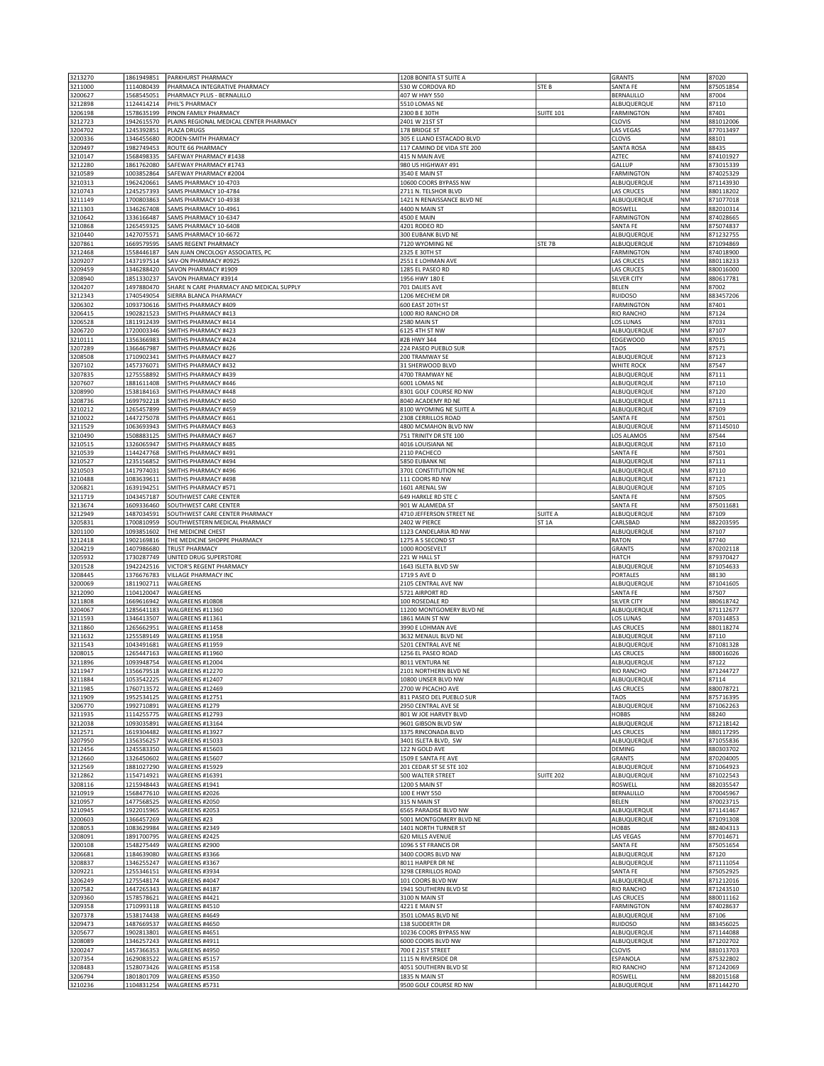| 3213270 | 1861949851 | PARKHURST PHARMACY | 1208 BONITA ST SUITE A | | GRANTS | NM | 87020 |
|---|---|---|---|---|---|---|---|
| 3211000 | 1114080439 | PHARMACA INTEGRATIVE PHARMACY | 530 W CORDOVA RD | STE B | SANTA FE | NM | 875051854 |
| 3200627 | 1568545051 | PHARMACY PLUS - BERNALILLO | 407 W HWY 550 | | BERNALILLO | NM | 87004 |
| 3212898 | 1124414214 | PHIL'S PHARMACY | 5510 LOMAS NE | | ALBUQUERQUE | NM | 87110 |
| 3206198 | 1578635199 | PINON FAMILY PHARMACY | 2300 B E 30TH | SUITE 101 | FARMINGTON | NM | 87401 |
| 3212723 | 1942615570 | PLAINS REGIONAL MEDICAL CENTER PHARMACY | 2401 W 21ST ST | | CLOVIS | NM | 881012006 |
| 3204702 | 1245392851 | PLAZA DRUGS | 178 BRIDGE ST | | LAS VEGAS | NM | 877013497 |
| 3200336 | 1346455680 | RODEN-SMITH PHARMACY | 305 E LLANO ESTACADO BLVD | | CLOVIS | NM | 88101 |
| 3209497 | 1982749453 | ROUTE 66 PHARMACY | 117 CAMINO DE VIDA STE 200 | | SANTA ROSA | NM | 88435 |
| 3210147 | 1568498335 | SAFEWAY PHARMACY #1438 | 415 N MAIN AVE | | AZTEC | NM | 874101927 |
| 3212280 | 1861762080 | SAFEWAY PHARMACY #1743 | 980 US HIGHWAY 491 | | GALLUP | NM | 873015339 |
| 3210589 | 1003852864 | SAFEWAY PHARMACY #2004 | 3540 E MAIN ST | | FARMINGTON | NM | 874025329 |
| 3210313 | 1962420661 | SAMS PHARMACY 10-4703 | 10600 COORS BYPASS NW | | ALBUQUERQUE | NM | 871143930 |
| 3210743 | 1245257393 | SAMS PHARMACY 10-4784 | 2711 N. TELSHOR BLVD | | LAS CRUCES | NM | 880118202 |
| 3211149 | 1700803863 | SAMS PHARMACY 10-4938 | 1421 N RENAISSANCE BLVD NE | | ALBUQUERQUE | NM | 871077018 |
| 3211303 | 1346267408 | SAMS PHARMACY 10-4961 | 4400 N MAIN ST | | ROSWELL | NM | 882010314 |
| 3210642 | 1336166487 | SAMS PHARMACY 10-6347 | 4500 E MAIN | | FARMINGTON | NM | 874028665 |
| 3210868 | 1265459325 | SAMS PHARMACY 10-6408 | 4201 RODEO RD | | SANTA FE | NM | 875074837 |
| 3210440 | 1427075571 | SAMS PHARMACY 10-6672 | 300 EUBANK BLVD NE | | ALBUQUERQUE | NM | 871232755 |
| 3207861 | 1669579595 | SAMS REGENT PHARMACY | 7120 WYOMING NE | STE 7B | ALBUQUERQUE | NM | 871094869 |
| 3212468 | 1558446187 | SAN JUAN ONCOLOGY ASSOCIATES, PC | 2325 E 30TH ST | | FARMINGTON | NM | 874018900 |
| 3209207 | 1437197514 | SAV-ON PHARMACY #0925 | 2551 E LOHMAN AVE | | LAS CRUCES | NM | 880118233 |
| 3209459 | 1346288420 | SAVON PHARMACY #1909 | 1285 EL PASEO RD | | LAS CRUCES | NM | 880016000 |
| 3208940 | 1851330237 | SAVON PHARMACY #3914 | 1956 HWY 180 E | | SILVER CITY | NM | 880617781 |
| 3204207 | 1497880470 | SHARE N CARE PHARMACY AND MEDICAL SUPPLY | 701 DALIES AVE | | BELEN | NM | 87002 |
| 3212343 | 1740549054 | SIERRA BLANCA PHARMACY | 1206 MECHEM DR | | RUIDOSO | NM | 883457206 |
| 3206302 | 1093730616 | SMITHS PHARMACY #409 | 600 EAST 20TH ST | | FARMINGTON | NM | 87401 |
| 3206415 | 1902821523 | SMITHS PHARMACY #413 | 1000 RIO RANCHO DR | | RIO RANCHO | NM | 87124 |
| 3206528 | 1811912439 | SMITHS PHARMACY #414 | 2580 MAIN ST | | LOS LUNAS | NM | 87031 |
| 3206720 | 1720003346 | SMITHS PHARMACY #423 | 6125 4TH ST NW | | ALBUQUERQUE | NM | 87107 |
| 3210111 | 1356366983 | SMITHS PHARMACY #424 | #2B HWY 344 | | EDGEWOOD | NM | 87015 |
| 3207289 | 1366467987 | SMITHS PHARMACY #426 | 224 PASEO PUEBLO SUR | | TAOS | NM | 87571 |
| 3208508 | 1710902341 | SMITHS PHARMACY #427 | 200 TRAMWAY SE | | ALBUQUERQUE | NM | 87123 |
| 3207102 | 1457376071 | SMITHS PHARMACY #432 | 31 SHERWOOD BLVD | | WHITE ROCK | NM | 87547 |
| 3207835 | 1275558892 | SMITHS PHARMACY #439 | 4700 TRAMWAY NE | | ALBUQUERQUE | NM | 87111 |
| 3207607 | 1881611408 | SMITHS PHARMACY #446 | 6001 LOMAS NE | | ALBUQUERQUE | NM | 87110 |
| 3208990 | 1538184163 | SMITHS PHARMACY #448 | 8301 GOLF COURSE RD NW | | ALBUQUERQUE | NM | 87120 |
| 3208736 | 1699792218 | SMITHS PHARMACY #450 | 8040 ACADEMY RD NE | | ALBUQUERQUE | NM | 87111 |
| 3210212 | 1265457899 | SMITHS PHARMACY #459 | 8100 WYOMING NE SUITE A | | ALBUQUERQUE | NM | 87109 |
| 3210022 | 1447275078 | SMITHS PHARMACY #461 | 2308 CERRILLOS ROAD | | SANTA FE | NM | 87501 |
| 3211529 | 1063693943 | SMITHS PHARMACY #463 | 4800 MCMAHON BLVD NW | | ALBUQUERQUE | NM | 871145010 |
| 3210490 | 1508883125 | SMITHS PHARMACY #467 | 751 TRINITY DR STE 100 | | LOS ALAMOS | NM | 87544 |
| 3210515 | 1326065947 | SMITHS PHARMACY #485 | 4016 LOUISIANA NE | | ALBUQUERQUE | NM | 87110 |
| 3210539 | 1144247768 | SMITHS PHARMACY #491 | 2110 PACHECO | | SANTA FE | NM | 87501 |
| 3210527 | 1235156852 | SMITHS PHARMACY #494 | 5850 EUBANK NE | | ALBUQUERQUE | NM | 87111 |
| 3210503 | 1417974031 | SMITHS PHARMACY #496 | 3701 CONSTITUTION NE | | ALBUQUERQUE | NM | 87110 |
| 3210488 | 1083639611 | SMITHS PHARMACY #498 | 111 COORS RD NW | | ALBUQUERQUE | NM | 87121 |
| 3206821 | 1639194251 | SMITHS PHARMACY #571 | 1601 ARENAL SW | | ALBUQUERQUE | NM | 87105 |
| 3211719 | 1043457187 | SOUTHWEST CARE CENTER | 649 HARKLE RD STE C | | SANTA FE | NM | 87505 |
| 3213674 | 1609336460 | SOUTHWEST CARE CENTER | 901 W ALAMEDA ST | | SANTA FE | NM | 875011681 |
| 3212949 | 1487034591 | SOUTHWEST CARE CENTER PHARMACY | 4710 JEFFERSON STREET NE | SUITE A | ALBUQUERQUE | NM | 87109 |
| 3205831 | 1700810959 | SOUTHWESTERN MEDICAL PHARMACY | 2402 W PIERCE | ST 1A | CARLSBAD | NM | 882203595 |
| 3201100 | 1093851602 | THE MEDICINE CHEST | 1123 CANDELARIA RD NW | | ALBUQUERQUE | NM | 87107 |
| 3212418 | 1902169816 | THE MEDICINE SHOPPE PHARMACY | 1275 A S SECOND ST | | RATON | NM | 87740 |
| 3204219 | 1407986680 | TRUST PHARMACY | 1000 ROOSEVELT | | GRANTS | NM | 870202118 |
| 3205932 | 1730287749 | UNITED DRUG SUPERSTORE | 221 W HALL ST | | HATCH | NM | 879370427 |
| 3201528 | 1942242516 | VICTOR'S REGENT PHARMACY | 1643 ISLETA BLVD SW | | ALBUQUERQUE | NM | 871054633 |
| 3208445 | 1376676783 | VILLAGE PHARMACY INC | 1719 S AVE D | | PORTALES | NM | 88130 |
| 3200069 | 1811902711 | WALGREENS | 2105 CENTRAL AVE NW | | ALBUQUERQUE | NM | 871041605 |
| 3212090 | 1104120047 | WALGREENS | 5721 AIRPORT RD | | SANTA FE | NM | 87507 |
| 3211808 | 1669616942 | WALGREENS #10808 | 100 ROSEDALE RD | | SILVER CITY | NM | 880618742 |
| 3204067 | 1285641183 | WALGREENS #11360 | 11200 MONTGOMERY BLVD NE | | ALBUQUERQUE | NM | 871112677 |
| 3211593 | 1346413507 | WALGREENS #11361 | 1861 MAIN ST NW | | LOS LUNAS | NM | 870314853 |
| 3211860 | 1265662951 | WALGREENS #11458 | 3990 E LOHMAN AVE | | LAS CRUCES | NM | 880118274 |
| 3211632 | 1255589149 | WALGREENS #11958 | 3632 MENAUL BLVD NE | | ALBUQUERQUE | NM | 87110 |
| 3211543 | 1043491681 | WALGREENS #11959 | 5201 CENTRAL AVE NE | | ALBUQUERQUE | NM | 871081328 |
| 3208015 | 1265447163 | WALGREENS #11960 | 1256 EL PASEO ROAD | | LAS CRUCES | NM | 880016026 |
| 3211896 | 1093948754 | WALGREENS #12004 | 8011 VENTURA NE | | ALBUQUERQUE | NM | 87122 |
| 3211947 | 1356679518 | WALGREENS #12270 | 2101 NORTHERN BLVD NE | | RIO RANCHO | NM | 871244727 |
| 3211884 | 1053542225 | WALGREENS #12407 | 10800 UNSER BLVD NW | | ALBUQUERQUE | NM | 87114 |
| 3211985 | 1760713572 | WALGREENS #12469 | 2700 W PICACHO AVE | | LAS CRUCES | NM | 880078721 |
| 3211909 | 1952534125 | WALGREENS #12751 | 811 PASEO DEL PUEBLO SUR | | TAOS | NM | 875716395 |
| 3206770 | 1992710891 | WALGREENS #1279 | 2950 CENTRAL AVE SE | | ALBUQUERQUE | NM | 871062263 |
| 3211935 | 1114255775 | WALGREENS #12793 | 801 W JOE HARVEY BLVD | | HOBBS | NM | 88240 |
| 3212038 | 1093035891 | WALGREENS #13164 | 9601 GIBSON BLVD SW | | ALBUQUERQUE | NM | 871218142 |
| 3212571 | 1619304482 | WALGREENS #13927 | 3375 RINCONADA BLVD | | LAS CRUCES | NM | 880117295 |
| 3207950 | 1356356257 | WALGREENS #15033 | 3401 ISLETA BLVD, SW | | ALBUQUERQUE | NM | 871055836 |
| 3212456 | 1245583350 | WALGREENS #15603 | 122 N GOLD AVE | | DEMING | NM | 880303702 |
| 3212660 | 1326450602 | WALGREENS #15607 | 1509 E SANTA FE AVE | | GRANTS | NM | 870204005 |
| 3212569 | 1881027290 | WALGREENS #15929 | 201 CEDAR ST SE STE 102 | | ALBUQUERQUE | NM | 871064923 |
| 3212862 | 1154714921 | WALGREENS #16391 | 500 WALTER STREET | SUITE 202 | ALBUQUERQUE | NM | 871022543 |
| 3208116 | 1215948443 | WALGREENS #1941 | 1200 S MAIN ST | | ROSWELL | NM | 882035547 |
| 3210919 | 1568477610 | WALGREENS #2026 | 100 E HWY 550 | | BERNALILLO | NM | 870045967 |
| 3210957 | 1477568525 | WALGREENS #2050 | 315 N MAIN ST | | BELEN | NM | 870023715 |
| 3210945 | 1922015965 | WALGREENS #2053 | 6565 PARADISE BLVD NW | | ALBUQUERQUE | NM | 871141467 |
| 3200603 | 1366457269 | WALGREENS #23 | 5001 MONTGOMERY BLVD NE | | ALBUQUERQUE | NM | 871091308 |
| 3208053 | 1083629984 | WALGREENS #2349 | 1401 NORTH TURNER ST | | HOBBS | NM | 882404313 |
| 3208091 | 1891700795 | WALGREENS #2425 | 620 MILLS AVENUE | | LAS VEGAS | NM | 877014671 |
| 3200108 | 1548275449 | WALGREENS #2900 | 1096 S ST FRANCIS DR | | SANTA FE | NM | 875051654 |
| 3206681 | 1184639080 | WALGREENS #3366 | 3400 COORS BLVD NW | | ALBUQUERQUE | NM | 87120 |
| 3208837 | 1346255247 | WALGREENS #3367 | 8011 HARPER DR NE | | ALBUQUERQUE | NM | 871111054 |
| 3209221 | 1255346151 | WALGREENS #3934 | 3298 CERRILLOS ROAD | | SANTA FE | NM | 875052925 |
| 3206249 | 1275548174 | WALGREENS #4047 | 101 COORS BLVD NW | | ALBUQUERQUE | NM | 871212016 |
| 3207582 | 1447265343 | WALGREENS #4187 | 1941 SOUTHERN BLVD SE | | RIO RANCHO | NM | 871243510 |
| 3209360 | 1578578621 | WALGREENS #4421 | 3100 N MAIN ST | | LAS CRUCES | NM | 880011162 |
| 3209358 | 1710993118 | WALGREENS #4510 | 4221 E MAIN ST | | FARMINGTON | NM | 874028637 |
| 3207378 | 1538174438 | WALGREENS #4649 | 3501 LOMAS BLVD NE | | ALBUQUERQUE | NM | 87106 |
| 3209473 | 1487669537 | WALGREENS #4650 | 138 SUDDERTH DR | | RUIDOSO | NM | 883456025 |
| 3205677 | 1902813801 | WALGREENS #4651 | 10236 COORS BYPASS NW | | ALBUQUERQUE | NM | 871144088 |
| 3208089 | 1346257243 | WALGREENS #4911 | 6000 COORS BLVD NW | | ALBUQUERQUE | NM | 871202702 |
| 3200247 | 1457366353 | WALGREENS #4950 | 700 E 21ST STREET | | CLOVIS | NM | 881013703 |
| 3207354 | 1629083522 | WALGREENS #5157 | 1115 N RIVERSIDE DR | | ESPANOLA | NM | 875322802 |
| 3208483 | 1528073426 | WALGREENS #5158 | 4051 SOUTHERN BLVD SE | | RIO RANCHO | NM | 871242069 |
| 3206794 | 1801801709 | WALGREENS #5350 | 1835 N MAIN ST | | ROSWELL | NM | 882015168 |
| 3210236 | 1104831254 | WALGREENS #5731 | 9500 GOLF COURSE RD NW | | ALBUQUERQUE | NM | 871144270 |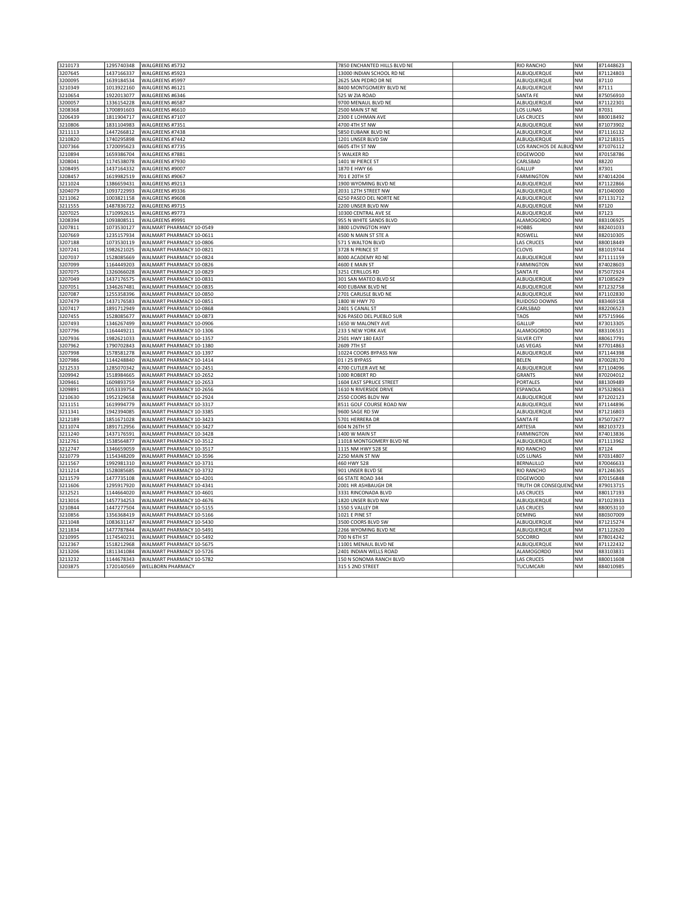| | | | | | | | |
|---|---|---|---|---|---|---|---|
| 3210173 | 1295740348 | WALGREENS #5732 | 7850 ENCHANTED HILLS BLVD NE | | RIO RANCHO | NM | 871448623 |
| 3207645 | 1437166337 | WALGREENS #5923 | 13000 INDIAN SCHOOL RD NE | | ALBUQUERQUE | NM | 871124803 |
| 3200095 | 1639184534 | WALGREENS #5997 | 2625 SAN PEDRO DR NE | | ALBUQUERQUE | NM | 87110 |
| 3210349 | 1013922160 | WALGREENS #6121 | 8400 MONTGOMERY BLVD NE | | ALBUQUERQUE | NM | 87111 |
| 3210654 | 1922013077 | WALGREENS #6346 | 525 W ZIA ROAD | | SANTA FE | NM | 875056910 |
| 3200057 | 1336154228 | WALGREENS #6587 | 9700 MENAUL BLVD NE | | ALBUQUERQUE | NM | 871122301 |
| 3208368 | 1700891603 | WALGREENS #6610 | 2500 MAIN ST NE | | LOS LUNAS | NM | 87031 |
| 3206439 | 1811904717 | WALGREENS #7107 | 2300 E LOHMAN AVE | | LAS CRUCES | NM | 880018492 |
| 3210806 | 1831104983 | WALGREENS #7351 | 4700 4TH ST NW | | ALBUQUERQUE | NM | 871073902 |
| 3211113 | 1447266812 | WALGREENS #7438 | 5850 EUBANK BLVD NE | | ALBUQUERQUE | NM | 871116132 |
| 3210820 | 1740295898 | WALGREENS #7442 | 1201 UNSER BLVD SW | | ALBUQUERQUE | NM | 871218315 |
| 3207366 | 1720095623 | WALGREENS #7735 | 6605 4TH ST NW | | LOS RANCHOS DE ALBUQ | NM | 871076112 |
| 3210894 | 1659386704 | WALGREENS #7881 | 5 WALKER RD | | EDGEWOOD | NM | 870158786 |
| 3208041 | 1174538078 | WALGREENS #7930 | 1401 W PIERCE ST | | CARLSBAD | NM | 88220 |
| 3208495 | 1437164332 | WALGREENS #9007 | 1870 E HWY 66 | | GALLUP | NM | 87301 |
| 3208457 | 1619982519 | WALGREENS #9067 | 701 E 20TH ST | | FARMINGTON | NM | 874014204 |
| 3211024 | 1386659431 | WALGREENS #9213 | 1900 WYOMING BLVD NE | | ALBUQUERQUE | NM | 871122866 |
| 3204079 | 1093722993 | WALGREENS #9336 | 2031 12TH STREET NW | | ALBUQUERQUE | NM | 871040000 |
| 3211062 | 1003821158 | WALGREENS #9608 | 6250 PASEO DEL NORTE NE | | ALBUQUERQUE | NM | 871131712 |
| 3211555 | 1487836722 | WALGREENS #9715 | 2200 UNSER BLVD NW | | ALBUQUERQUE | NM | 87120 |
| 3207025 | 1710992615 | WALGREENS #9773 | 10300 CENTRAL AVE SE | | ALBUQUERQUE | NM | 87123 |
| 3208394 | 1093808511 | WALGREENS #9991 | 955 N WHITE SANDS BLVD | | ALAMOGORDO | NM | 883106925 |
| 3207811 | 1073530127 | WALMART PHARMACY 10-0549 | 3800 LOVINGTON HWY | | HOBBS | NM | 882401033 |
| 3207669 | 1235157934 | WALMART PHARMACY 10-0611 | 4500 N MAIN ST STE A | | ROSWELL | NM | 882010305 |
| 3207188 | 1073530119 | WALMART PHARMACY 10-0806 | 571 S WALTON BLVD | | LAS CRUCES | NM | 880018449 |
| 3207241 | 1982621025 | WALMART PHARMACY 10-0821 | 3728 N PRINCE ST | | CLOVIS | NM | 881019744 |
| 3207037 | 1528085669 | WALMART PHARMACY 10-0824 | 8000 ACADEMY RD NE | | ALBUQUERQUE | NM | 871111159 |
| 3207099 | 1164449203 | WALMART PHARMACY 10-0826 | 4600 E MAIN ST | | FARMINGTON | NM | 874028603 |
| 3207075 | 1326066028 | WALMART PHARMACY 10-0829 | 3251 CERILLOS RD | | SANTA FE | NM | 875072924 |
| 3207049 | 1437176575 | WALMART PHARMACY 10-0831 | 301 SAN MATEO BLVD SE | | ALBUQUERQUE | NM | 871085629 |
| 3207051 | 1346267481 | WALMART PHARMACY 10-0835 | 400 EUBANK BLVD NE | | ALBUQUERQUE | NM | 871232758 |
| 3207087 | 1255358396 | WALMART PHARMACY 10-0850 | 2701 CARLISLE BLVD NE | | ALBUQUERQUE | NM | 871102830 |
| 3207479 | 1437176583 | WALMART PHARMACY 10-0851 | 1800 W HWY 70 | | RUIDOSO DOWNS | NM | 883469158 |
| 3207417 | 1891712949 | WALMART PHARMACY 10-0868 | 2401 S CANAL ST | | CARLSBAD | NM | 882206523 |
| 3207455 | 1528085677 | WALMART PHARMACY 10-0873 | 926 PASEO DEL PUEBLO SUR | | TAOS | NM | 875715966 |
| 3207493 | 1346267499 | WALMART PHARMACY 10-0906 | 1650 W MALONEY AVE | | GALLUP | NM | 873013305 |
| 3207796 | 1164449211 | WALMART PHARMACY 10-1306 | 233 S NEW YORK AVE | | ALAMOGORDO | NM | 883106531 |
| 3207936 | 1982621033 | WALMART PHARMACY 10-1357 | 2501 HWY 180 EAST | | SILVER CITY | NM | 880617791 |
| 3207962 | 1790702843 | WALMART PHARMACY 10-1380 | 2609 7TH ST | | LAS VEGAS | NM | 877014863 |
| 3207998 | 1578581278 | WALMART PHARMACY 10-1397 | 10224 COORS BYPASS NW | | ALBUQUERQUE | NM | 871144398 |
| 3207986 | 1144248840 | WALMART PHARMACY 10-1414 | 01 I 25 BYPASS | | BELEN | NM | 870028170 |
| 3212533 | 1285070342 | WALMART PHARMACY 10-2451 | 4700 CUTLER AVE NE | | ALBUQUERQUE | NM | 871104096 |
| 3209942 | 1518984665 | WALMART PHARMACY 10-2652 | 1000 ROBERT RD | | GRANTS | NM | 870204012 |
| 3209461 | 1609893759 | WALMART PHARMACY 10-2653 | 1604 EAST SPRUCE STREET | | PORTALES | NM | 881309489 |
| 3209891 | 1053339754 | WALMART PHARMACY 10-2656 | 1610 N RIVERSIDE DRIVE | | ESPANOLA | NM | 875328063 |
| 3210630 | 1952329658 | WALMART PHARMACY 10-2924 | 2550 COORS BLDV NW | | ALBUQUERQUE | NM | 871202123 |
| 3211151 | 1619994779 | WALMART PHARMACY 10-3317 | 8511 GOLF COURSE ROAD NW | | ALBUQUERQUE | NM | 871144896 |
| 3211341 | 1942394085 | WALMART PHARMACY 10-3385 | 9600 SAGE RD SW | | ALBUQUERQUE | NM | 871216803 |
| 3212189 | 1851671028 | WALMART PHARMACY 10-3423 | 5701 HERRERA DR | | SANTA FE | NM | 875072677 |
| 3211074 | 1891712956 | WALMART PHARMACY 10-3427 | 604 N 26TH ST | | ARTESIA | NM | 882103723 |
| 3211240 | 1437176591 | WALMART PHARMACY 10-3428 | 1400 W MAIN ST | | FARMINGTON | NM | 874013836 |
| 3212761 | 1538564877 | WALMART PHARMACY 10-3512 | 11018 MONTGOMERY BLVD NE | | ALBUQUERQUE | NM | 871113962 |
| 3212747 | 1346659059 | WALMART PHARMACY 10-3517 | 1115 NM HWY 528 SE | | RIO RANCHO | NM | 87124 |
| 3210779 | 1154348209 | WALMART PHARMACY 10-3596 | 2250 MAIN ST NW | | LOS LUNAS | NM | 870314807 |
| 3211567 | 1992981310 | WALMART PHARMACY 10-3731 | 460 HWY 528 | | BERNALILLO | NM | 870046633 |
| 3211214 | 1528085685 | WALMART PHARMACY 10-3732 | 901 UNSER BLVD SE | | RIO RANCHO | NM | 871246365 |
| 3211579 | 1477735108 | WALMART PHARMACY 10-4201 | 66 STATE ROAD 344 | | EDGEWOOD | NM | 870156848 |
| 3211606 | 1295917920 | WALMART PHARMACY 10-4341 | 2001 HR ASHBAUGH DR | | TRUTH OR CONSEQUENC | NM | 879013715 |
| 3212521 | 1144664020 | WALMART PHARMACY 10-4601 | 3331 RINCONADA BLVD | | LAS CRUCES | NM | 880117193 |
| 3213016 | 1457734253 | WALMART PHARMACY 10-4676 | 1820 UNSER BLVD NW | | ALBUQUERQUE | NM | 871023933 |
| 3210844 | 1447277504 | WALMART PHARMACY 10-5155 | 1550 S VALLEY DR | | LAS CRUCES | NM | 880053110 |
| 3210856 | 1356368419 | WALMART PHARMACY 10-5166 | 1021 E PINE ST | | DEMING | NM | 880307009 |
| 3211048 | 1083631147 | WALMART PHARMACY 10-5430 | 3500 COORS BLVD SW | | ALBUQUERQUE | NM | 871215274 |
| 3211834 | 1477787844 | WALMART PHARMACY 10-5491 | 2266 WYOMING BLVD NE | | ALBUQUERQUE | NM | 871122620 |
| 3210995 | 1174540231 | WALMART PHARMACY 10-5492 | 700 N 6TH ST | | SOCORRO | NM | 878014242 |
| 3212367 | 1518212968 | WALMART PHARMACY 10-5675 | 11001 MENAUL BLVD NE | | ALBUQUERQUE | NM | 871122432 |
| 3213206 | 1811341084 | WALMART PHARMACY 10-5726 | 2401 INDIAN WELLS ROAD | | ALAMOGORDO | NM | 883103831 |
| 3213232 | 1144678343 | WALMART PHARMACY 10-5782 | 150 N SONOMA RANCH BLVD | | LAS CRUCES | NM | 880011608 |
| 3203875 | 1720140569 | WELLBORN PHARMACY | 315 S 2ND STREET | | TUCUMCARI | NM | 884010985 |